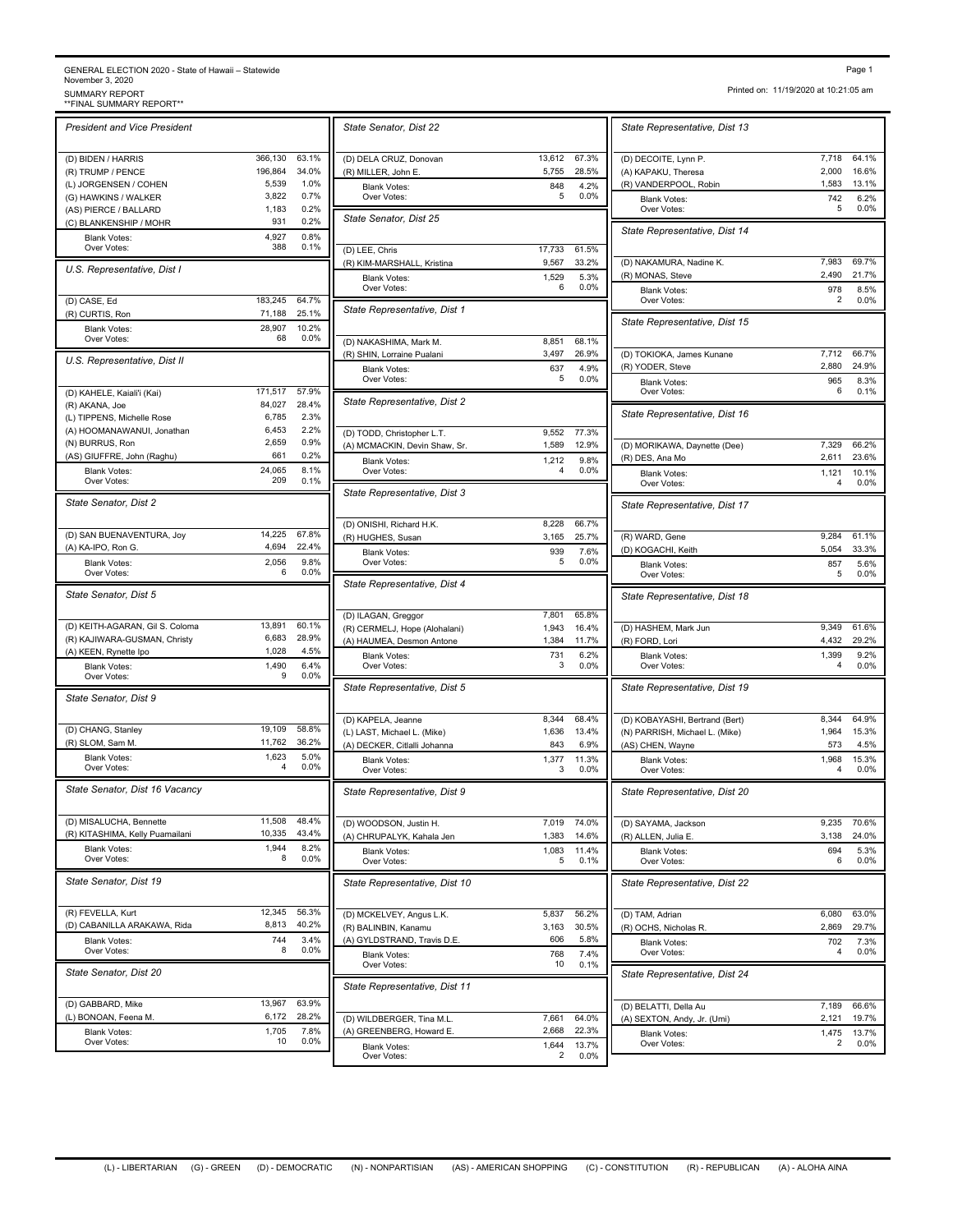GENERAL ELECTION 2020 - State of Hawaii – Statewide
November 3, 2020
SUMMARY REPORT
**FINAL SUMMARY REPORT**

Printed on: 11/19/2020 at 10:21:05 am

### President and Vice President

| Candidate | Votes | % |
|---|---|---|
| (D) BIDEN / HARRIS | 366,130 | 63.1% |
| (R) TRUMP / PENCE | 196,864 | 34.0% |
| (L) JORGENSEN / COHEN | 5,539 | 1.0% |
| (G) HAWKINS / WALKER | 3,822 | 0.7% |
| (AS) PIERCE / BALLARD | 1,183 | 0.2% |
| (C) BLANKENSHIP / MOHR | 931 | 0.2% |
| Blank Votes: | 4,927 | 0.8% |
| Over Votes: | 388 | 0.1% |

### U.S. Representative, Dist I

| Candidate | Votes | % |
|---|---|---|
| (D) CASE, Ed | 183,245 | 64.7% |
| (R) CURTIS, Ron | 71,188 | 25.1% |
| Blank Votes: | 28,907 | 10.2% |
| Over Votes: | 68 | 0.0% |

### U.S. Representative, Dist II

| Candidate | Votes | % |
|---|---|---|
| (D) KAHELE, Kaiali'i (Kai) | 171,517 | 57.9% |
| (R) AKANA, Joe | 84,027 | 28.4% |
| (L) TIPPENS, Michelle Rose | 6,785 | 2.3% |
| (A) HOOMANAWANUI, Jonathan | 6,453 | 2.2% |
| (N) BURRUS, Ron | 2,659 | 0.9% |
| (AS) GIUFFRE, John (Raghu) | 661 | 0.2% |
| Blank Votes: | 24,065 | 8.1% |
| Over Votes: | 209 | 0.1% |

### State Senator, Dist 2

| Candidate | Votes | % |
|---|---|---|
| (D) SAN BUENAVENTURA, Joy | 14,225 | 67.8% |
| (A) KA-IPO, Ron G. | 4,694 | 22.4% |
| Blank Votes: | 2,056 | 9.8% |
| Over Votes: | 6 | 0.0% |

### State Senator, Dist 5

| Candidate | Votes | % |
|---|---|---|
| (D) KEITH-AGARAN, Gil S. Coloma | 13,891 | 60.1% |
| (R) KAJIWARA-GUSMAN, Christy | 6,683 | 28.9% |
| (A) KEEN, Rynette Ipo | 1,028 | 4.5% |
| Blank Votes: | 1,490 | 6.4% |
| Over Votes: | 9 | 0.0% |

### State Senator, Dist 9

| Candidate | Votes | % |
|---|---|---|
| (D) CHANG, Stanley | 19,109 | 58.8% |
| (R) SLOM, Sam M. | 11,762 | 36.2% |
| Blank Votes: | 1,623 | 5.0% |
| Over Votes: | 4 | 0.0% |

### State Senator, Dist 16 Vacancy

| Candidate | Votes | % |
|---|---|---|
| (D) MISALUCHA, Bennette | 11,508 | 48.4% |
| (R) KITASHIMA, Kelly Puamailani | 10,335 | 43.4% |
| Blank Votes: | 1,944 | 8.2% |
| Over Votes: | 8 | 0.0% |

### State Senator, Dist 19

| Candidate | Votes | % |
|---|---|---|
| (R) FEVELLA, Kurt | 12,345 | 56.3% |
| (D) CABANILLA ARAKAWA, Rida | 8,813 | 40.2% |
| Blank Votes: | 744 | 3.4% |
| Over Votes: | 8 | 0.0% |

### State Senator, Dist 20

| Candidate | Votes | % |
|---|---|---|
| (D) GABBARD, Mike | 13,967 | 63.9% |
| (L) BONOAN, Feena M. | 6,172 | 28.2% |
| Blank Votes: | 1,705 | 7.8% |
| Over Votes: | 10 | 0.0% |

### State Senator, Dist 22

| Candidate | Votes | % |
|---|---|---|
| (D) DELA CRUZ, Donovan | 13,612 | 67.3% |
| (R) MILLER, John E. | 5,755 | 28.5% |
| Blank Votes: | 848 | 4.2% |
| Over Votes: | 5 | 0.0% |

### State Senator, Dist 25

| Candidate | Votes | % |
|---|---|---|
| (D) LEE, Chris | 17,733 | 61.5% |
| (R) KIM-MARSHALL, Kristina | 9,567 | 33.2% |
| Blank Votes: | 1,529 | 5.3% |
| Over Votes: | 6 | 0.0% |

### State Representative, Dist 1

| Candidate | Votes | % |
|---|---|---|
| (D) NAKASHIMA, Mark M. | 8,851 | 68.1% |
| (R) SHIN, Lorraine Pualani | 3,497 | 26.9% |
| Blank Votes: | 637 | 4.9% |
| Over Votes: | 5 | 0.0% |

### State Representative, Dist 2

| Candidate | Votes | % |
|---|---|---|
| (D) TODD, Christopher L.T. | 9,552 | 77.3% |
| (A) MCMACKIN, Devin Shaw, Sr. | 1,589 | 12.9% |
| Blank Votes: | 1,212 | 9.8% |
| Over Votes: | 4 | 0.0% |

### State Representative, Dist 3

| Candidate | Votes | % |
|---|---|---|
| (D) ONISHI, Richard H.K. | 8,228 | 66.7% |
| (R) HUGHES, Susan | 3,165 | 25.7% |
| Blank Votes: | 939 | 7.6% |
| Over Votes: | 5 | 0.0% |

### State Representative, Dist 4

| Candidate | Votes | % |
|---|---|---|
| (D) ILAGAN, Greggor | 7,801 | 65.8% |
| (R) CERMELJ, Hope (Alohalani) | 1,943 | 16.4% |
| (A) HAUMEA, Desmon Antone | 1,384 | 11.7% |
| Blank Votes: | 731 | 6.2% |
| Over Votes: | 3 | 0.0% |

### State Representative, Dist 5

| Candidate | Votes | % |
|---|---|---|
| (D) KAPELA, Jeanne | 8,344 | 68.4% |
| (L) LAST, Michael L. (Mike) | 1,636 | 13.4% |
| (A) DECKER, Citlalli Johanna | 843 | 6.9% |
| Blank Votes: | 1,377 | 11.3% |
| Over Votes: | 3 | 0.0% |

### State Representative, Dist 9

| Candidate | Votes | % |
|---|---|---|
| (D) WOODSON, Justin H. | 7,019 | 74.0% |
| (A) CHRUPALYK, Kahala Jen | 1,383 | 14.6% |
| Blank Votes: | 1,083 | 11.4% |
| Over Votes: | 5 | 0.1% |

### State Representative, Dist 10

| Candidate | Votes | % |
|---|---|---|
| (D) MCKELVEY, Angus L.K. | 5,837 | 56.2% |
| (R) BALINBIN, Kanamu | 3,163 | 30.5% |
| (A) GYLDSTRAND, Travis D.E. | 606 | 5.8% |
| Blank Votes: | 768 | 7.4% |
| Over Votes: | 10 | 0.1% |

### State Representative, Dist 11

| Candidate | Votes | % |
|---|---|---|
| (D) WILDBERGER, Tina M.L. | 7,661 | 64.0% |
| (A) GREENBERG, Howard E. | 2,668 | 22.3% |
| Blank Votes: | 1,644 | 13.7% |
| Over Votes: | 2 | 0.0% |

### State Representative, Dist 13

| Candidate | Votes | % |
|---|---|---|
| (D) DECOITE, Lynn P. | 7,718 | 64.1% |
| (A) KAPAKU, Theresa | 2,000 | 16.6% |
| (R) VANDERPOOL, Robin | 1,583 | 13.1% |
| Blank Votes: | 742 | 6.2% |
| Over Votes: | 5 | 0.0% |

### State Representative, Dist 14

| Candidate | Votes | % |
|---|---|---|
| (D) NAKAMURA, Nadine K. | 7,983 | 69.7% |
| (R) MONAS, Steve | 2,490 | 21.7% |
| Blank Votes: | 978 | 8.5% |
| Over Votes: | 2 | 0.0% |

### State Representative, Dist 15

| Candidate | Votes | % |
|---|---|---|
| (D) TOKIOKA, James Kunane | 7,712 | 66.7% |
| (R) YODER, Steve | 2,880 | 24.9% |
| Blank Votes: | 965 | 8.3% |
| Over Votes: | 6 | 0.1% |

### State Representative, Dist 16

| Candidate | Votes | % |
|---|---|---|
| (D) MORIKAWA, Daynette (Dee) | 7,329 | 66.2% |
| (R) DES, Ana Mo | 2,611 | 23.6% |
| Blank Votes: | 1,121 | 10.1% |
| Over Votes: | 4 | 0.0% |

### State Representative, Dist 17

| Candidate | Votes | % |
|---|---|---|
| (R) WARD, Gene | 9,284 | 61.1% |
| (D) KOGACHI, Keith | 5,054 | 33.3% |
| Blank Votes: | 857 | 5.6% |
| Over Votes: | 5 | 0.0% |

### State Representative, Dist 18

| Candidate | Votes | % |
|---|---|---|
| (D) HASHEM, Mark Jun | 9,349 | 61.6% |
| (R) FORD, Lori | 4,432 | 29.2% |
| Blank Votes: | 1,399 | 9.2% |
| Over Votes: | 4 | 0.0% |

### State Representative, Dist 19

| Candidate | Votes | % |
|---|---|---|
| (D) KOBAYASHI, Bertrand (Bert) | 8,344 | 64.9% |
| (N) PARRISH, Michael L. (Mike) | 1,964 | 15.3% |
| (AS) CHEN, Wayne | 573 | 4.5% |
| Blank Votes: | 1,968 | 15.3% |
| Over Votes: | 4 | 0.0% |

### State Representative, Dist 20

| Candidate | Votes | % |
|---|---|---|
| (D) SAYAMA, Jackson | 9,235 | 70.6% |
| (R) ALLEN, Julia E. | 3,138 | 24.0% |
| Blank Votes: | 694 | 5.3% |
| Over Votes: | 6 | 0.0% |

### State Representative, Dist 22

| Candidate | Votes | % |
|---|---|---|
| (D) TAM, Adrian | 6,080 | 63.0% |
| (R) OCHS, Nicholas R. | 2,869 | 29.7% |
| Blank Votes: | 702 | 7.3% |
| Over Votes: | 4 | 0.0% |

### State Representative, Dist 24

| Candidate | Votes | % |
|---|---|---|
| (D) BELATTI, Della Au | 7,189 | 66.6% |
| (A) SEXTON, Andy, Jr. (Umi) | 2,121 | 19.7% |
| Blank Votes: | 1,475 | 13.7% |
| Over Votes: | 2 | 0.0% |

(L) - LIBERTARIAN (G) - GREEN (D) - DEMOCRATIC (N) - NONPARTISIAN (AS) - AMERICAN SHOPPING (C) - CONSTITUTION (R) - REPUBLICAN (A) - ALOHA AINA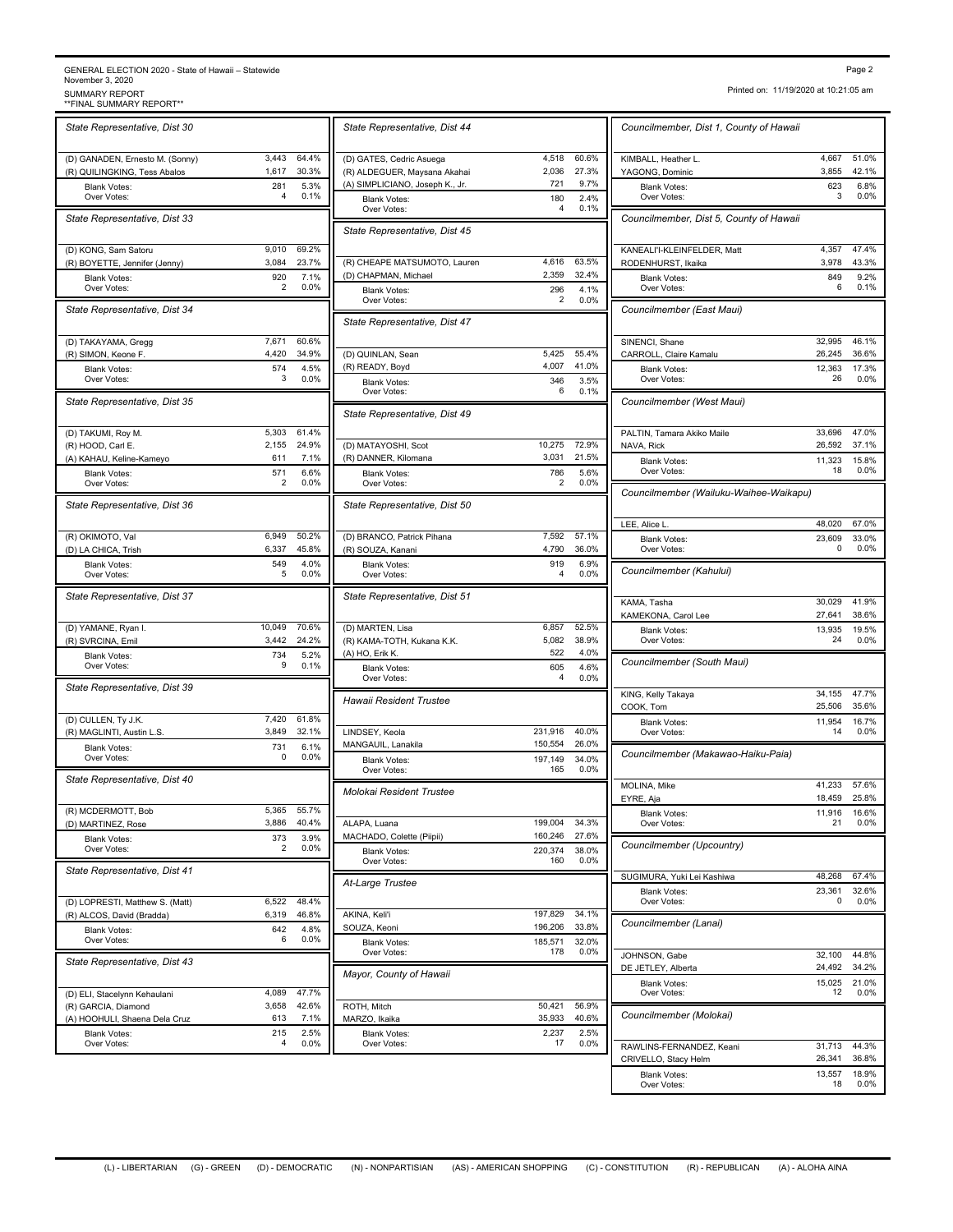GENERAL ELECTION 2020 - State of Hawaii – Statewide
November 3, 2020
SUMMARY REPORT
**FINAL SUMMARY REPORT**

Printed on: 11/19/2020 at 10:21:05 am

### State Representative, Dist 30

| | | |
|---|---|---|
| (D) GANADEN, Ernesto M. (Sonny) | 3,443 | 64.4% |
| (R) QUILINGKING, Tess Abalos | 1,617 | 30.3% |
| Blank Votes: | 281 | 5.3% |
| Over Votes: | 4 | 0.1% |

### State Representative, Dist 33

| | | |
|---|---|---|
| (D) KONG, Sam Satoru | 9,010 | 69.2% |
| (R) BOYETTE, Jennifer (Jenny) | 3,084 | 23.7% |
| Blank Votes: | 920 | 7.1% |
| Over Votes: | 2 | 0.0% |

### State Representative, Dist 34

| | | |
|---|---|---|
| (D) TAKAYAMA, Gregg | 7,671 | 60.6% |
| (R) SIMON, Keone F. | 4,420 | 34.9% |
| Blank Votes: | 574 | 4.5% |
| Over Votes: | 3 | 0.0% |

### State Representative, Dist 35

| | | |
|---|---|---|
| (D) TAKUMI, Roy M. | 5,303 | 61.4% |
| (R) HOOD, Carl E. | 2,155 | 24.9% |
| (A) KAHAU, Keline-Kameyo | 611 | 7.1% |
| Blank Votes: | 571 | 6.6% |
| Over Votes: | 2 | 0.0% |

### State Representative, Dist 36

| | | |
|---|---|---|
| (R) OKIMOTO, Val | 6,949 | 50.2% |
| (D) LA CHICA, Trish | 6,337 | 45.8% |
| Blank Votes: | 549 | 4.0% |
| Over Votes: | 5 | 0.0% |

### State Representative, Dist 37

| | | |
|---|---|---|
| (D) YAMANE, Ryan I. | 10,049 | 70.6% |
| (R) SVRCINA, Emil | 3,442 | 24.2% |
| Blank Votes: | 734 | 5.2% |
| Over Votes: | 9 | 0.1% |

### State Representative, Dist 39

| | | |
|---|---|---|
| (D) CULLEN, Ty J.K. | 7,420 | 61.8% |
| (R) MAGLINTI, Austin L.S. | 3,849 | 32.1% |
| Blank Votes: | 731 | 6.1% |
| Over Votes: | 0 | 0.0% |

### State Representative, Dist 40

| | | |
|---|---|---|
| (R) MCDERMOTT, Bob | 5,365 | 55.7% |
| (D) MARTINEZ, Rose | 3,886 | 40.4% |
| Blank Votes: | 373 | 3.9% |
| Over Votes: | 2 | 0.0% |

### State Representative, Dist 41

| | | |
|---|---|---|
| (D) LOPRESTI, Matthew S. (Matt) | 6,522 | 48.4% |
| (R) ALCOS, David (Bradda) | 6,319 | 46.8% |
| Blank Votes: | 642 | 4.8% |
| Over Votes: | 6 | 0.0% |

### State Representative, Dist 43

| | | |
|---|---|---|
| (D) ELI, Stacelynn Kehaulani | 4,089 | 47.7% |
| (R) GARCIA, Diamond | 3,658 | 42.6% |
| (A) HOOHULI, Shaena Dela Cruz | 613 | 7.1% |
| Blank Votes: | 215 | 2.5% |
| Over Votes: | 4 | 0.0% |

### State Representative, Dist 44

| | | |
|---|---|---|
| (D) GATES, Cedric Asuega | 4,518 | 60.6% |
| (R) ALDEGUER, Maysana Akahai | 2,036 | 27.3% |
| (A) SIMPLICIANO, Joseph K., Jr. | 721 | 9.7% |
| Blank Votes: | 180 | 2.4% |
| Over Votes: | 4 | 0.1% |

### State Representative, Dist 45

| | | |
|---|---|---|
| (R) CHEAPE MATSUMOTO, Lauren | 4,616 | 63.5% |
| (D) CHAPMAN, Michael | 2,359 | 32.4% |
| Blank Votes: | 296 | 4.1% |
| Over Votes: | 2 | 0.0% |

### State Representative, Dist 47

| | | |
|---|---|---|
| (D) QUINLAN, Sean | 5,425 | 55.4% |
| (R) READY, Boyd | 4,007 | 41.0% |
| Blank Votes: | 346 | 3.5% |
| Over Votes: | 6 | 0.1% |

### State Representative, Dist 49

| | | |
|---|---|---|
| (D) MATAYOSHI, Scot | 10,275 | 72.9% |
| (R) DANNER, Kilomana | 3,031 | 21.5% |
| Blank Votes: | 786 | 5.6% |
| Over Votes: | 2 | 0.0% |

### State Representative, Dist 50

| | | |
|---|---|---|
| (D) BRANCO, Patrick Pihana | 7,592 | 57.1% |
| (R) SOUZA, Kanani | 4,790 | 36.0% |
| Blank Votes: | 919 | 6.9% |
| Over Votes: | 4 | 0.0% |

### State Representative, Dist 51

| | | |
|---|---|---|
| (D) MARTEN, Lisa | 6,857 | 52.5% |
| (R) KAMA-TOTH, Kukana K.K. | 5,082 | 38.9% |
| (A) HO, Erik K. | 522 | 4.0% |
| Blank Votes: | 605 | 4.6% |
| Over Votes: | 4 | 0.0% |

### Hawaii Resident Trustee

| | | |
|---|---|---|
| LINDSEY, Keola | 231,916 | 40.0% |
| MANGAUIL, Lanakila | 150,554 | 26.0% |
| Blank Votes: | 197,149 | 34.0% |
| Over Votes: | 165 | 0.0% |

### Molokai Resident Trustee

| | | |
|---|---|---|
| ALAPA, Luana | 199,004 | 34.3% |
| MACHADO, Colette (Piipii) | 160,246 | 27.6% |
| Blank Votes: | 220,374 | 38.0% |
| Over Votes: | 160 | 0.0% |

### At-Large Trustee

| | | |
|---|---|---|
| AKINA, Keli'i | 197,829 | 34.1% |
| SOUZA, Keoni | 196,206 | 33.8% |
| Blank Votes: | 185,571 | 32.0% |
| Over Votes: | 178 | 0.0% |

### Mayor, County of Hawaii

| | | |
|---|---|---|
| ROTH, Mitch | 50,421 | 56.9% |
| MARZO, Ikaika | 35,933 | 40.6% |
| Blank Votes: | 2,237 | 2.5% |
| Over Votes: | 17 | 0.0% |

### Councilmember, Dist 1, County of Hawaii

| | | |
|---|---|---|
| KIMBALL, Heather L. | 4,667 | 51.0% |
| YAGONG, Dominic | 3,855 | 42.1% |
| Blank Votes: | 623 | 6.8% |
| Over Votes: | 3 | 0.0% |

### Councilmember, Dist 5, County of Hawaii

| | | |
|---|---|---|
| KANEALI'I-KLEINFELDER, Matt | 4,357 | 47.4% |
| RODENHURST, Ikaika | 3,978 | 43.3% |
| Blank Votes: | 849 | 9.2% |
| Over Votes: | 6 | 0.1% |

### Councilmember (East Maui)

| | | |
|---|---|---|
| SINENCI, Shane | 32,995 | 46.1% |
| CARROLL, Claire Kamalu | 26,245 | 36.6% |
| Blank Votes: | 12,363 | 17.3% |
| Over Votes: | 26 | 0.0% |

### Councilmember (West Maui)

| | | |
|---|---|---|
| PALTIN, Tamara Akiko Maile | 33,696 | 47.0% |
| NAVA, Rick | 26,592 | 37.1% |
| Blank Votes: | 11,323 | 15.8% |
| Over Votes: | 18 | 0.0% |

### Councilmember (Wailuku-Waihee-Waikapu)

| | | |
|---|---|---|
| LEE, Alice L. | 48,020 | 67.0% |
| Blank Votes: | 23,609 | 33.0% |
| Over Votes: | 0 | 0.0% |

### Councilmember (Kahului)

| | | |
|---|---|---|
| KAMA, Tasha | 30,029 | 41.9% |
| KAMEKONA, Carol Lee | 27,641 | 38.6% |
| Blank Votes: | 13,935 | 19.5% |
| Over Votes: | 24 | 0.0% |

### Councilmember (South Maui)

| | | |
|---|---|---|
| KING, Kelly Takaya | 34,155 | 47.7% |
| COOK, Tom | 25,506 | 35.6% |
| Blank Votes: | 11,954 | 16.7% |
| Over Votes: | 14 | 0.0% |

### Councilmember (Makawao-Haiku-Paia)

| | | |
|---|---|---|
| MOLINA, Mike | 41,233 | 57.6% |
| EYRE, Aja | 18,459 | 25.8% |
| Blank Votes: | 11,916 | 16.6% |
| Over Votes: | 21 | 0.0% |

### Councilmember (Upcountry)

| | | |
|---|---|---|
| SUGIMURA, Yuki Lei Kashiwa | 48,268 | 67.4% |
| Blank Votes: | 23,361 | 32.6% |
| Over Votes: | 0 | 0.0% |

### Councilmember (Lanai)

| | | |
|---|---|---|
| JOHNSON, Gabe | 32,100 | 44.8% |
| DE JETLEY, Alberta | 24,492 | 34.2% |
| Blank Votes: | 15,025 | 21.0% |
| Over Votes: | 12 | 0.0% |

### Councilmember (Molokai)

| | | |
|---|---|---|
| RAWLINS-FERNANDEZ, Keani | 31,713 | 44.3% |
| CRIVELLO, Stacy Helm | 26,341 | 36.8% |
| Blank Votes: | 13,557 | 18.9% |
| Over Votes: | 18 | 0.0% |

(L) - LIBERTARIAN (G) - GREEN (D) - DEMOCRATIC (N) - NONPARTISIAN (AS) - AMERICAN SHOPPING (C) - CONSTITUTION (R) - REPUBLICAN (A) - ALOHA AINA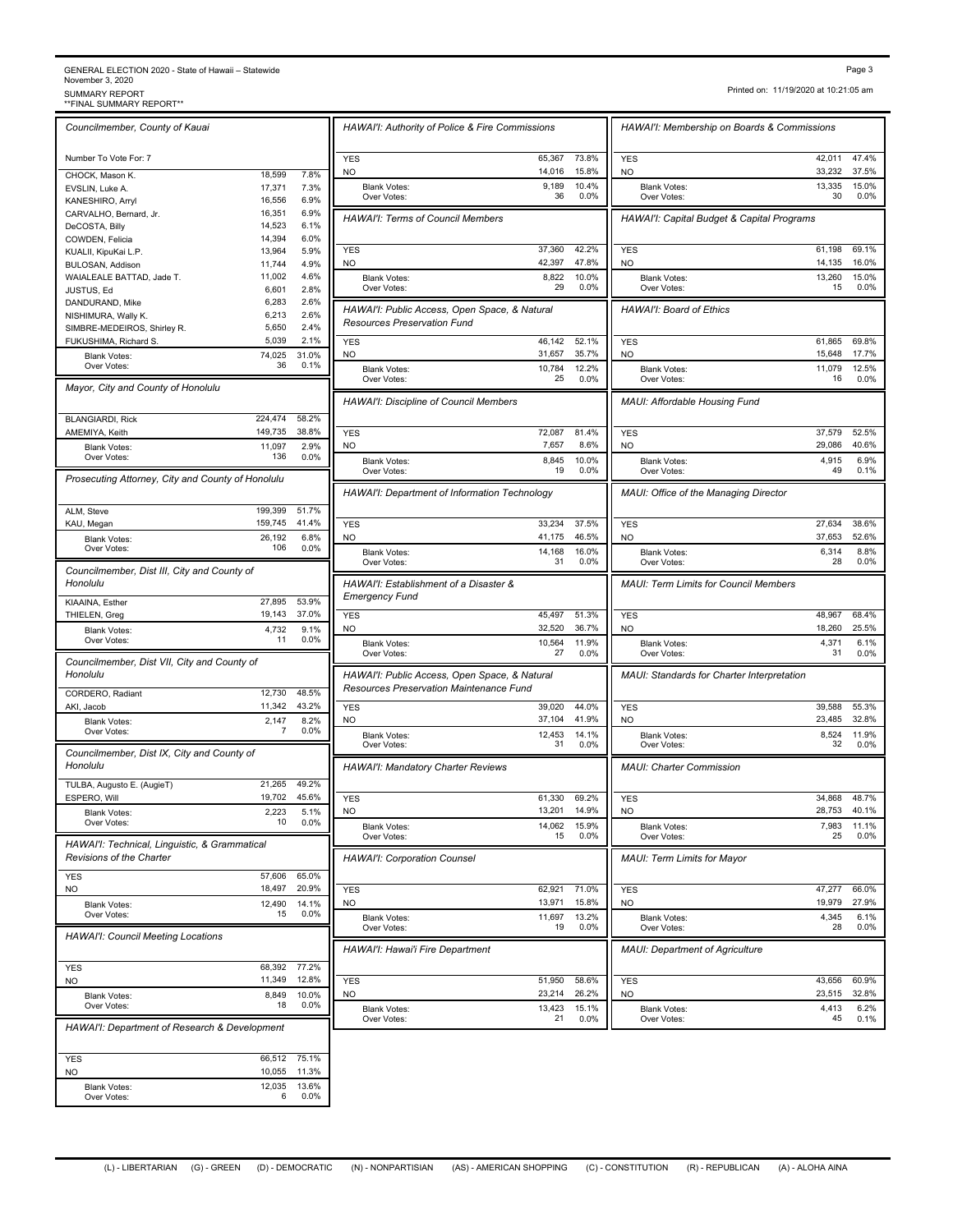GENERAL ELECTION 2020 - State of Hawaii – Statewide
November 3, 2020
SUMMARY REPORT
**FINAL SUMMARY REPORT**

Printed on: 11/19/2020 at 10:21:05 am

### Councilmember, County of Kauai

Number To Vote For: 7

| Candidate | Votes | % |
|---|---|---|
| CHOCK, Mason K. | 18,599 | 7.8% |
| EVSLIN, Luke A. | 17,371 | 7.3% |
| KANESHIRO, Arryl | 16,556 | 6.9% |
| CARVALHO, Bernard, Jr. | 16,351 | 6.9% |
| DeCOSTA, Billy | 14,523 | 6.1% |
| COWDEN, Felicia | 14,394 | 6.0% |
| KUALII, KipuKai L.P. | 13,964 | 5.9% |
| BULOSAN, Addison | 11,744 | 4.9% |
| WAIALEALE BATTAD, Jade T. | 11,002 | 4.6% |
| JUSTUS, Ed | 6,601 | 2.8% |
| DANDURAND, Mike | 6,283 | 2.6% |
| NISHIMURA, Wally K. | 6,213 | 2.6% |
| SIMBRE-MEDEIROS, Shirley R. | 5,650 | 2.4% |
| FUKUSHIMA, Richard S. | 5,039 | 2.1% |
| Blank Votes: | 74,025 | 31.0% |
| Over Votes: | 36 | 0.1% |

### Mayor, City and County of Honolulu

| Candidate | Votes | % |
|---|---|---|
| BLANGIARDI, Rick | 224,474 | 58.2% |
| AMEMIYA, Keith | 149,735 | 38.8% |
| Blank Votes: | 11,097 | 2.9% |
| Over Votes: | 136 | 0.0% |

### Prosecuting Attorney, City and County of Honolulu

| Candidate | Votes | % |
|---|---|---|
| ALM, Steve | 199,399 | 51.7% |
| KAU, Megan | 159,745 | 41.4% |
| Blank Votes: | 26,192 | 6.8% |
| Over Votes: | 106 | 0.0% |

### Councilmember, Dist III, City and County of Honolulu

| Candidate | Votes | % |
|---|---|---|
| KIAAINA, Esther | 27,895 | 53.9% |
| THIELEN, Greg | 19,143 | 37.0% |
| Blank Votes: | 4,732 | 9.1% |
| Over Votes: | 11 | 0.0% |

### Councilmember, Dist VII, City and County of Honolulu

| Candidate | Votes | % |
|---|---|---|
| CORDERO, Radiant | 12,730 | 48.5% |
| AKI, Jacob | 11,342 | 43.2% |
| Blank Votes: | 2,147 | 8.2% |
| Over Votes: | 7 | 0.0% |

### Councilmember, Dist IX, City and County of Honolulu

| Candidate | Votes | % |
|---|---|---|
| TULBA, Augusto E. (AugieT) | 21,265 | 49.2% |
| ESPERO, Will | 19,702 | 45.6% |
| Blank Votes: | 2,223 | 5.1% |
| Over Votes: | 10 | 0.0% |

### HAWAI'I: Technical, Linguistic, & Grammatical Revisions of the Charter

| Choice | Votes | % |
|---|---|---|
| YES | 57,606 | 65.0% |
| NO | 18,497 | 20.9% |
| Blank Votes: | 12,490 | 14.1% |
| Over Votes: | 15 | 0.0% |

### HAWAI'I: Council Meeting Locations

| Choice | Votes | % |
|---|---|---|
| YES | 68,392 | 77.2% |
| NO | 11,349 | 12.8% |
| Blank Votes: | 8,849 | 10.0% |
| Over Votes: | 18 | 0.0% |

### HAWAI'I: Department of Research & Development

| Choice | Votes | % |
|---|---|---|
| YES | 66,512 | 75.1% |
| NO | 10,055 | 11.3% |
| Blank Votes: | 12,035 | 13.6% |
| Over Votes: | 6 | 0.0% |

### HAWAI'I: Authority of Police & Fire Commissions

| Choice | Votes | % |
|---|---|---|
| YES | 65,367 | 73.8% |
| NO | 14,016 | 15.8% |
| Blank Votes: | 9,189 | 10.4% |
| Over Votes: | 36 | 0.0% |

### HAWAI'I: Terms of Council Members

| Choice | Votes | % |
|---|---|---|
| YES | 37,360 | 42.2% |
| NO | 42,397 | 47.8% |
| Blank Votes: | 8,822 | 10.0% |
| Over Votes: | 29 | 0.0% |

### HAWAI'I: Public Access, Open Space, & Natural Resources Preservation Fund

| Choice | Votes | % |
|---|---|---|
| YES | 46,142 | 52.1% |
| NO | 31,657 | 35.7% |
| Blank Votes: | 10,784 | 12.2% |
| Over Votes: | 25 | 0.0% |

### HAWAI'I: Discipline of Council Members

| Choice | Votes | % |
|---|---|---|
| YES | 72,087 | 81.4% |
| NO | 7,657 | 8.6% |
| Blank Votes: | 8,845 | 10.0% |
| Over Votes: | 19 | 0.0% |

### HAWAI'I: Department of Information Technology

| Choice | Votes | % |
|---|---|---|
| YES | 33,234 | 37.5% |
| NO | 41,175 | 46.5% |
| Blank Votes: | 14,168 | 16.0% |
| Over Votes: | 31 | 0.0% |

### HAWAI'I: Establishment of a Disaster & Emergency Fund

| Choice | Votes | % |
|---|---|---|
| YES | 45,497 | 51.3% |
| NO | 32,520 | 36.7% |
| Blank Votes: | 10,564 | 11.9% |
| Over Votes: | 27 | 0.0% |

### HAWAI'I: Public Access, Open Space, & Natural Resources Preservation Maintenance Fund

| Choice | Votes | % |
|---|---|---|
| YES | 39,020 | 44.0% |
| NO | 37,104 | 41.9% |
| Blank Votes: | 12,453 | 14.1% |
| Over Votes: | 31 | 0.0% |

### HAWAI'I: Mandatory Charter Reviews

| Choice | Votes | % |
|---|---|---|
| YES | 61,330 | 69.2% |
| NO | 13,201 | 14.9% |
| Blank Votes: | 14,062 | 15.9% |
| Over Votes: | 15 | 0.0% |

### HAWAI'I: Corporation Counsel

| Choice | Votes | % |
|---|---|---|
| YES | 62,921 | 71.0% |
| NO | 13,971 | 15.8% |
| Blank Votes: | 11,697 | 13.2% |
| Over Votes: | 19 | 0.0% |

### HAWAI'I: Hawai'i Fire Department

| Choice | Votes | % |
|---|---|---|
| YES | 51,950 | 58.6% |
| NO | 23,214 | 26.2% |
| Blank Votes: | 13,423 | 15.1% |
| Over Votes: | 21 | 0.0% |

### HAWAI'I: Membership on Boards & Commissions

| Choice | Votes | % |
|---|---|---|
| YES | 42,011 | 47.4% |
| NO | 33,232 | 37.5% |
| Blank Votes: | 13,335 | 15.0% |
| Over Votes: | 30 | 0.0% |

### HAWAI'I: Capital Budget & Capital Programs

| Choice | Votes | % |
|---|---|---|
| YES | 61,198 | 69.1% |
| NO | 14,135 | 16.0% |
| Blank Votes: | 13,260 | 15.0% |
| Over Votes: | 15 | 0.0% |

### HAWAI'I: Board of Ethics

| Choice | Votes | % |
|---|---|---|
| YES | 61,865 | 69.8% |
| NO | 15,648 | 17.7% |
| Blank Votes: | 11,079 | 12.5% |
| Over Votes: | 16 | 0.0% |

### MAUI: Affordable Housing Fund

| Choice | Votes | % |
|---|---|---|
| YES | 37,579 | 52.5% |
| NO | 29,086 | 40.6% |
| Blank Votes: | 4,915 | 6.9% |
| Over Votes: | 49 | 0.1% |

### MAUI: Office of the Managing Director

| Choice | Votes | % |
|---|---|---|
| YES | 27,634 | 38.6% |
| NO | 37,653 | 52.6% |
| Blank Votes: | 6,314 | 8.8% |
| Over Votes: | 28 | 0.0% |

### MAUI: Term Limits for Council Members

| Choice | Votes | % |
|---|---|---|
| YES | 48,967 | 68.4% |
| NO | 18,260 | 25.5% |
| Blank Votes: | 4,371 | 6.1% |
| Over Votes: | 31 | 0.0% |

### MAUI: Standards for Charter Interpretation

| Choice | Votes | % |
|---|---|---|
| YES | 39,588 | 55.3% |
| NO | 23,485 | 32.8% |
| Blank Votes: | 8,524 | 11.9% |
| Over Votes: | 32 | 0.0% |

### MAUI: Charter Commission

| Choice | Votes | % |
|---|---|---|
| YES | 34,868 | 48.7% |
| NO | 28,753 | 40.1% |
| Blank Votes: | 7,983 | 11.1% |
| Over Votes: | 25 | 0.0% |

### MAUI: Term Limits for Mayor

| Choice | Votes | % |
|---|---|---|
| YES | 47,277 | 66.0% |
| NO | 19,979 | 27.9% |
| Blank Votes: | 4,345 | 6.1% |
| Over Votes: | 28 | 0.0% |

### MAUI: Department of Agriculture

| Choice | Votes | % |
|---|---|---|
| YES | 43,656 | 60.9% |
| NO | 23,515 | 32.8% |
| Blank Votes: | 4,413 | 6.2% |
| Over Votes: | 45 | 0.1% |

(L) - LIBERTARIAN (G) - GREEN (D) - DEMOCRATIC (N) - NONPARTISIAN (AS) - AMERICAN SHOPPING (C) - CONSTITUTION (R) - REPUBLICAN (A) - ALOHA AINA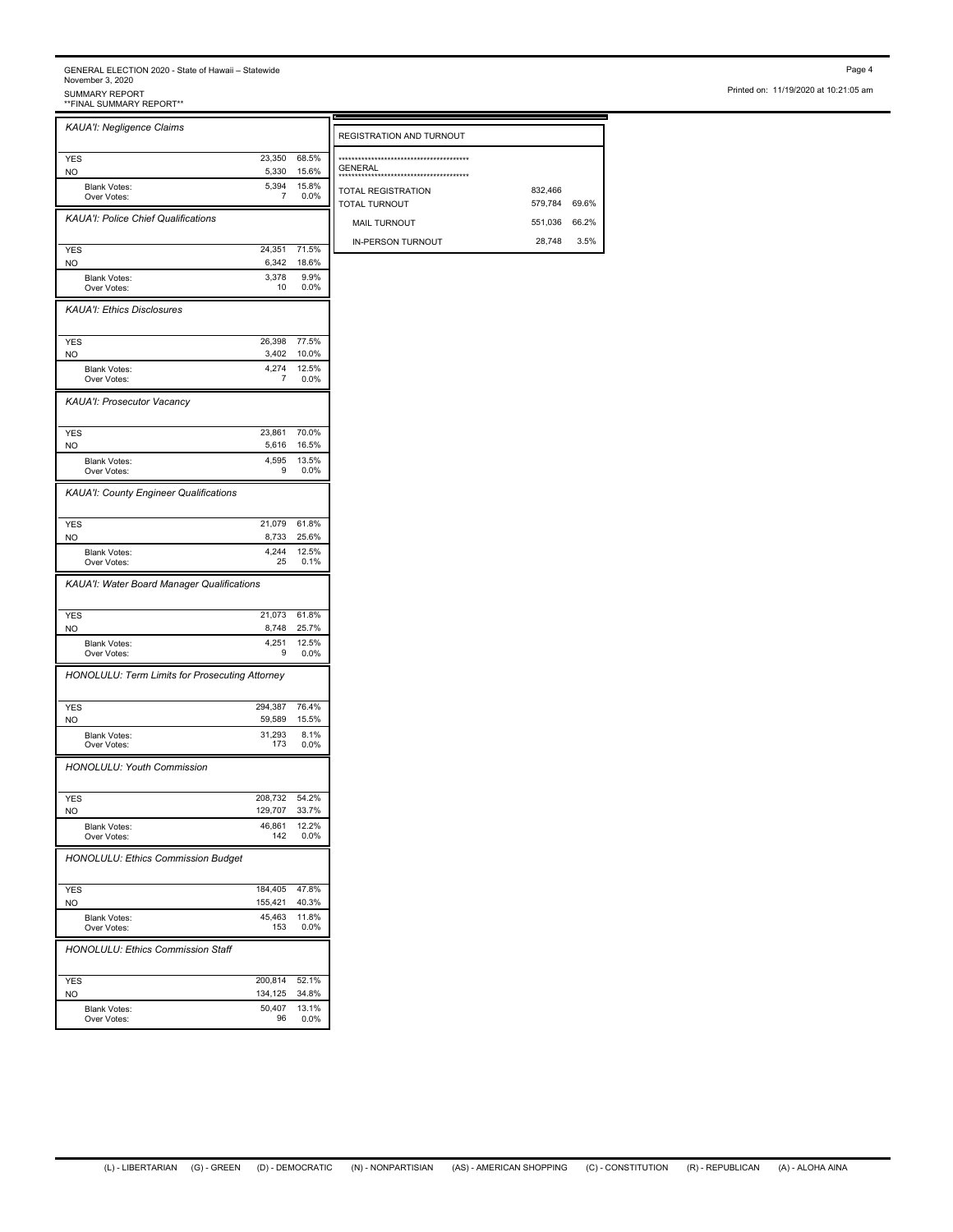### KAUA'I: Negligence Claims

| | | |
|---|---|---|
| YES | 23,350 | 68.5% |
| NO | 5,330 | 15.6% |
| Blank Votes: | 5,394 | 15.8% |
| Over Votes: | 7 | 0.0% |

### KAUA'I: Police Chief Qualifications

| | | |
|---|---|---|
| YES | 24,351 | 71.5% |
| NO | 6,342 | 18.6% |
| Blank Votes: | 3,378 | 9.9% |
| Over Votes: | 10 | 0.0% |

### KAUA'I: Ethics Disclosures

| | | |
|---|---|---|
| YES | 26,398 | 77.5% |
| NO | 3,402 | 10.0% |
| Blank Votes: | 4,274 | 12.5% |
| Over Votes: | 7 | 0.0% |

### KAUA'I: Prosecutor Vacancy

| | | |
|---|---|---|
| YES | 23,861 | 70.0% |
| NO | 5,616 | 16.5% |
| Blank Votes: | 4,595 | 13.5% |
| Over Votes: | 9 | 0.0% |

### KAUA'I: County Engineer Qualifications

| | | |
|---|---|---|
| YES | 21,079 | 61.8% |
| NO | 8,733 | 25.6% |
| Blank Votes: | 4,244 | 12.5% |
| Over Votes: | 25 | 0.1% |

### KAUA'I: Water Board Manager Qualifications

| | | |
|---|---|---|
| YES | 21,073 | 61.8% |
| NO | 8,748 | 25.7% |
| Blank Votes: | 4,251 | 12.5% |
| Over Votes: | 9 | 0.0% |

### HONOLULU: Term Limits for Prosecuting Attorney

| | | |
|---|---|---|
| YES | 294,387 | 76.4% |
| NO | 59,589 | 15.5% |
| Blank Votes: | 31,293 | 8.1% |
| Over Votes: | 173 | 0.0% |

### HONOLULU: Youth Commission

| | | |
|---|---|---|
| YES | 208,732 | 54.2% |
| NO | 129,707 | 33.7% |
| Blank Votes: | 46,861 | 12.2% |
| Over Votes: | 142 | 0.0% |

### HONOLULU: Ethics Commission Budget

| | | |
|---|---|---|
| YES | 184,405 | 47.8% |
| NO | 155,421 | 40.3% |
| Blank Votes: | 45,463 | 11.8% |
| Over Votes: | 153 | 0.0% |

### HONOLULU: Ethics Commission Staff

| | | |
|---|---|---|
| YES | 200,814 | 52.1% |
| NO | 134,125 | 34.8% |
| Blank Votes: | 50,407 | 13.1% |
| Over Votes: | 96 | 0.0% |

### REGISTRATION AND TURNOUT

GENERAL

| | | |
|---|---|---|
| TOTAL REGISTRATION | 832,466 | |
| TOTAL TURNOUT | 579,784 | 69.6% |
| MAIL TURNOUT | 551,036 | 66.2% |
| IN-PERSON TURNOUT | 28,748 | 3.5% |

(L) - LIBERTARIAN (G) - GREEN (D) - DEMOCRATIC (N) - NONPARTISIAN (AS) - AMERICAN SHOPPING (C) - CONSTITUTION (R) - REPUBLICAN (A) - ALOHA AINA